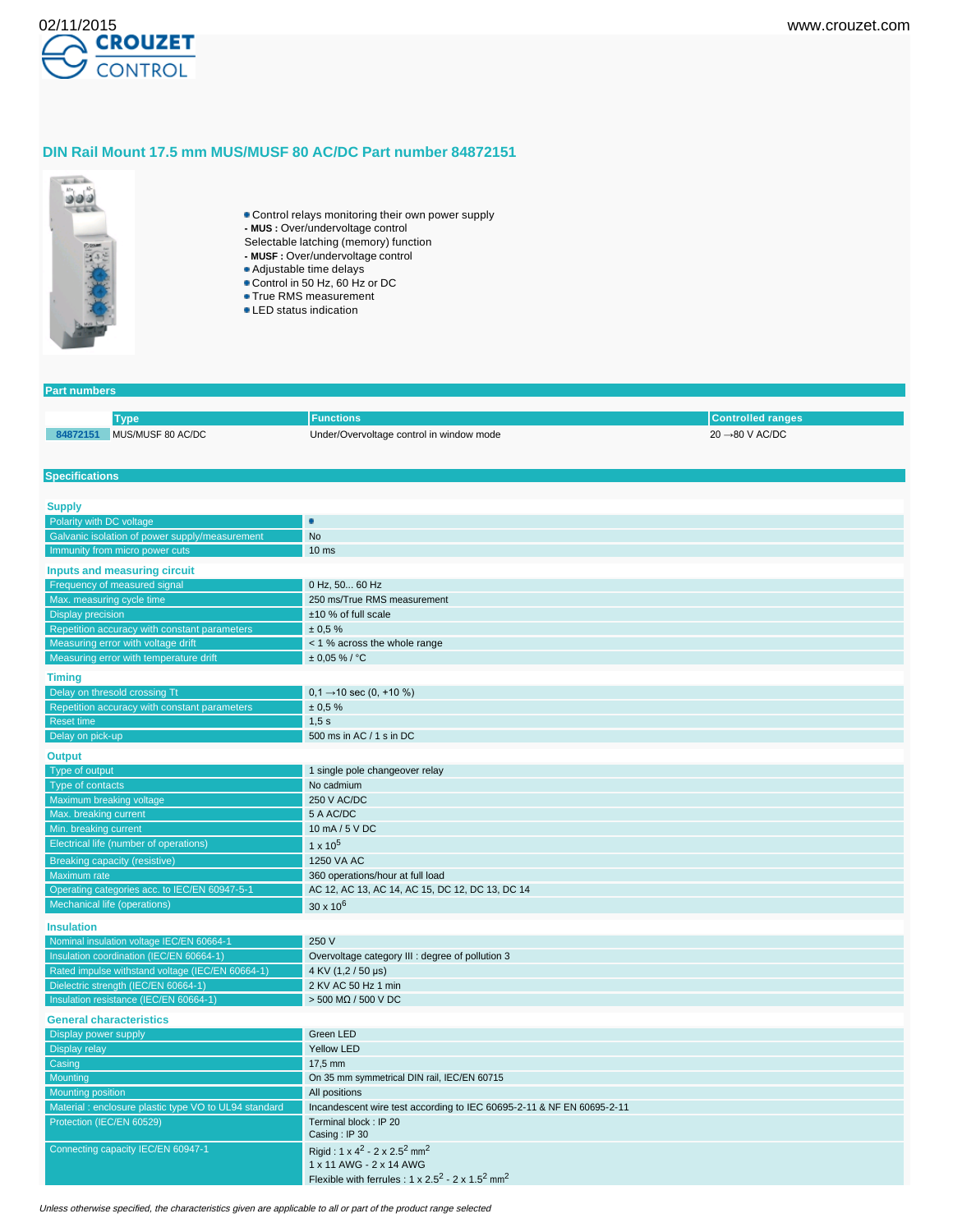# DIN Rail Mount 17.5 mm MUS/MUSF 80 AC/DC Part number 84872151

- Control relays monitoring their own power supply
- **MUS :** Over/undervoltage control
Selectable latching (memory) function
- **MUSF :** Over/undervoltage control
- Adjustable time delays
- Control in 50 Hz, 60 Hz or DC
- True RMS measurement
- LED status indication

## Part numbers

| | Type | Functions | Controlled ranges |
|---|---|---|---|
| 84872151 | MUS/MUSF 80 AC/DC | Under/Overvoltage control in window mode | 20 →80 V AC/DC |

## Specifications

### Supply

| | |
|---|---|
| Polarity with DC voltage | • |
| Galvanic isolation of power supply/measurement | No |
| Immunity from micro power cuts | 10 ms |

### Inputs and measuring circuit

| | |
|---|---|
| Frequency of measured signal | 0 Hz, 50... 60 Hz |
| Max. measuring cycle time | 250 ms/True RMS measurement |
| Display precision | ±10 % of full scale |
| Repetition accuracy with constant parameters | ± 0,5 % |
| Measuring error with voltage drift | < 1 % across the whole range |
| Measuring error with temperature drift | ± 0,05 % / °C |

### Timing

| | |
|---|---|
| Delay on thresold crossing Tt | 0,1 →10 sec (0, +10 %) |
| Repetition accuracy with constant parameters | ± 0,5 % |
| Reset time | 1,5 s |
| Delay on pick-up | 500 ms in AC / 1 s in DC |

### Output

| | |
|---|---|
| Type of output | 1 single pole changeover relay |
| Type of contacts | No cadmium |
| Maximum breaking voltage | 250 V AC/DC |
| Max. breaking current | 5 A AC/DC |
| Min. breaking current | 10 mA / 5 V DC |
| Electrical life (number of operations) | 1 x $10^5$ |
| Breaking capacity (resistive) | 1250 VA AC |
| Maximum rate | 360 operations/hour at full load |
| Operating categories acc. to IEC/EN 60947-5-1 | AC 12, AC 13, AC 14, AC 15, DC 12, DC 13, DC 14 |
| Mechanical life (operations) | 30 x $10^6$ |

### Insulation

| | |
|---|---|
| Nominal insulation voltage IEC/EN 60664-1 | 250 V |
| Insulation coordination (IEC/EN 60664-1) | Overvoltage category III : degree of pollution 3 |
| Rated impulse withstand voltage (IEC/EN 60664-1) | 4 KV (1,2 / 50 µs) |
| Dielectric strength (IEC/EN 60664-1) | 2 KV AC 50 Hz 1 min |
| Insulation resistance (IEC/EN 60664-1) | > 500 MΩ / 500 V DC |

### General characteristics

| | |
|---|---|
| Display power supply | Green LED |
| Display relay | Yellow LED |
| Casing | 17,5 mm |
| Mounting | On 35 mm symmetrical DIN rail, IEC/EN 60715 |
| Mounting position | All positions |
| Material : enclosure plastic type VO to UL94 standard | Incandescent wire test according to IEC 60695-2-11 & NF EN 60695-2-11 |
| Protection (IEC/EN 60529) | Terminal block : IP 20<br>Casing : IP 30 |
| Connecting capacity IEC/EN 60947-1 | Rigid : 1 x $4^2$ - 2 x $2.5^2$ $mm^2$<br>1 x 11 AWG - 2 x 14 AWG<br>Flexible with ferrules : 1 x $2.5^2$ - 2 x $1.5^2$ $mm^2$ |

*Unless otherwise specified, the characteristics given are applicable to all or part of the product range selected*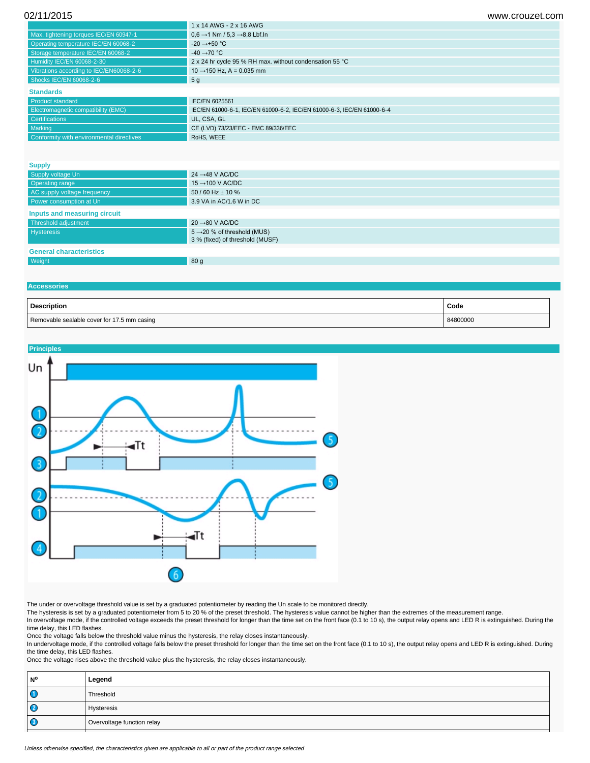| | |
|---|---|
| | 1 x 14 AWG - 2 x 16 AWG |
| Max. tightening torques IEC/EN 60947-1 | 0,6 →1 Nm / 5,3 →8,8 Lbf.In |
| Operating temperature IEC/EN 60068-2 | -20 →+50 °C |
| Storage temperature IEC/EN 60068-2 | -40 →70 °C |
| Humidity IEC/EN 60068-2-30 | 2 x 24 hr cycle 95 % RH max. without condensation 55 °C |
| Vibrations according to IEC/EN60068-2-6 | 10 →150 Hz, A = 0.035 mm |
| Shocks IEC/EN 60068-2-6 | 5 g |

### Standards

| | |
|---|---|
| Product standard | IEC/EN 6025561 |
| Electromagnetic compatibility (EMC) | IEC/EN 61000-6-1, IEC/EN 61000-6-2, IEC/EN 61000-6-3, IEC/EN 61000-6-4 |
| Certifications | UL, CSA, GL |
| Marking | CE (LVD) 73/23/EEC - EMC 89/336/EEC |
| Conformity with environmental directives | RoHS, WEEE |

### Supply

| | |
|---|---|
| Supply voltage Un | 24 →48 V AC/DC |
| Operating range | 15 →100 V AC/DC |
| AC supply voltage frequency | 50 / 60 Hz ± 10 % |
| Power consumption at Un | 3.9 VA in AC/1.6 W in DC |

### Inputs and measuring circuit

| | |
|---|---|
| Threshold adjustment | 20 →80 V AC/DC |
| Hysteresis | 5 →20 % of threshold (MUS)<br>3 % (fixed) of threshold (MUSF) |

### General characteristics

| | |
|---|---|
| Weight | 80 g |

## Accessories

| Description | Code |
|---|---|
| Removable sealable cover for 17.5 mm casing | 84800000 |

## Principles

The under or overvoltage threshold value is set by a graduated potentiometer by reading the Un scale to be monitored directly.
The hysteresis is set by a graduated potentiometer from 5 to 20 % of the preset threshold. The hysteresis value cannot be higher than the extremes of the measurement range.
In overvoltage mode, if the controlled voltage exceeds the preset threshold for longer than the time set on the front face (0.1 to 10 s), the output relay opens and LED R is extinguished. During the time delay, this LED flashes.
Once the voltage falls below the threshold value minus the hysteresis, the relay closes instantaneously.
In undervoltage mode, if the controlled voltage falls below the preset threshold for longer than the time set on the front face (0.1 to 10 s), the output relay opens and LED R is extinguished. During the time delay, this LED flashes.
Once the voltage rises above the threshold value plus the hysteresis, the relay closes instantaneously.

| Nº | Legend |
|---|---|
| 1 | Threshold |
| 2 | Hysteresis |
| 3 | Overvoltage function relay |

*Unless otherwise specified, the characteristics given are applicable to all or part of the product range selected*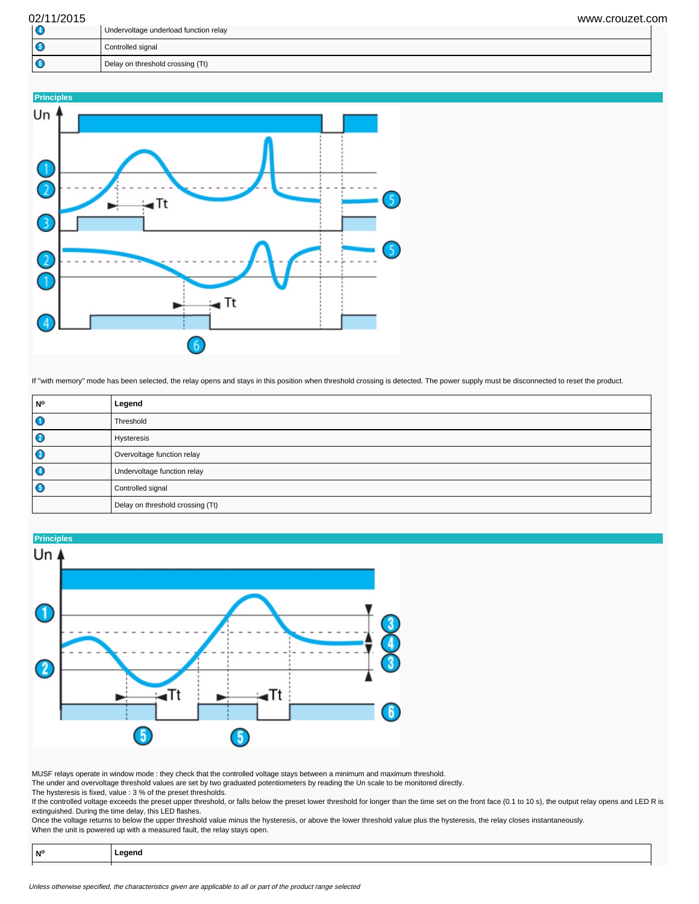| ❹ | Undervoltage underload function relay |
|---|---|
| ❺ | Controlled signal |
| ❻ | Delay on threshold crossing (Tt) |

## Principles

If "with memory" mode has been selected, the relay opens and stays in this position when threshold crossing is detected. The power supply must be disconnected to reset the product.

| Nº | Legend |
|---|---|
| ❶ | Threshold |
| ❷ | Hysteresis |
| ❸ | Overvoltage function relay |
| ❹ | Undervoltage function relay |
| ❺ | Controlled signal |
| | Delay on threshold crossing (Tt) |

## Principles

MUSF relays operate in window mode : they check that the controlled voltage stays between a minimum and maximum threshold.
The under and overvoltage threshold values are set by two graduated potentiometers by reading the Un scale to be monitored directly.
The hysteresis is fixed, value : 3 % of the preset thresholds.
If the controlled voltage exceeds the preset upper threshold, or falls below the preset lower threshold for longer than the time set on the front face (0.1 to 10 s), the output relay opens and LED R is extinguished. During the time delay, this LED flashes.
Once the voltage returns to below the upper threshold value minus the hysteresis, or above the lower threshold value plus the hysteresis, the relay closes instantaneously.
When the unit is powered up with a measured fault, the relay stays open.

| Nº | Legend |
|---|---|

*Unless otherwise specified, the characteristics given are applicable to all or part of the product range selected*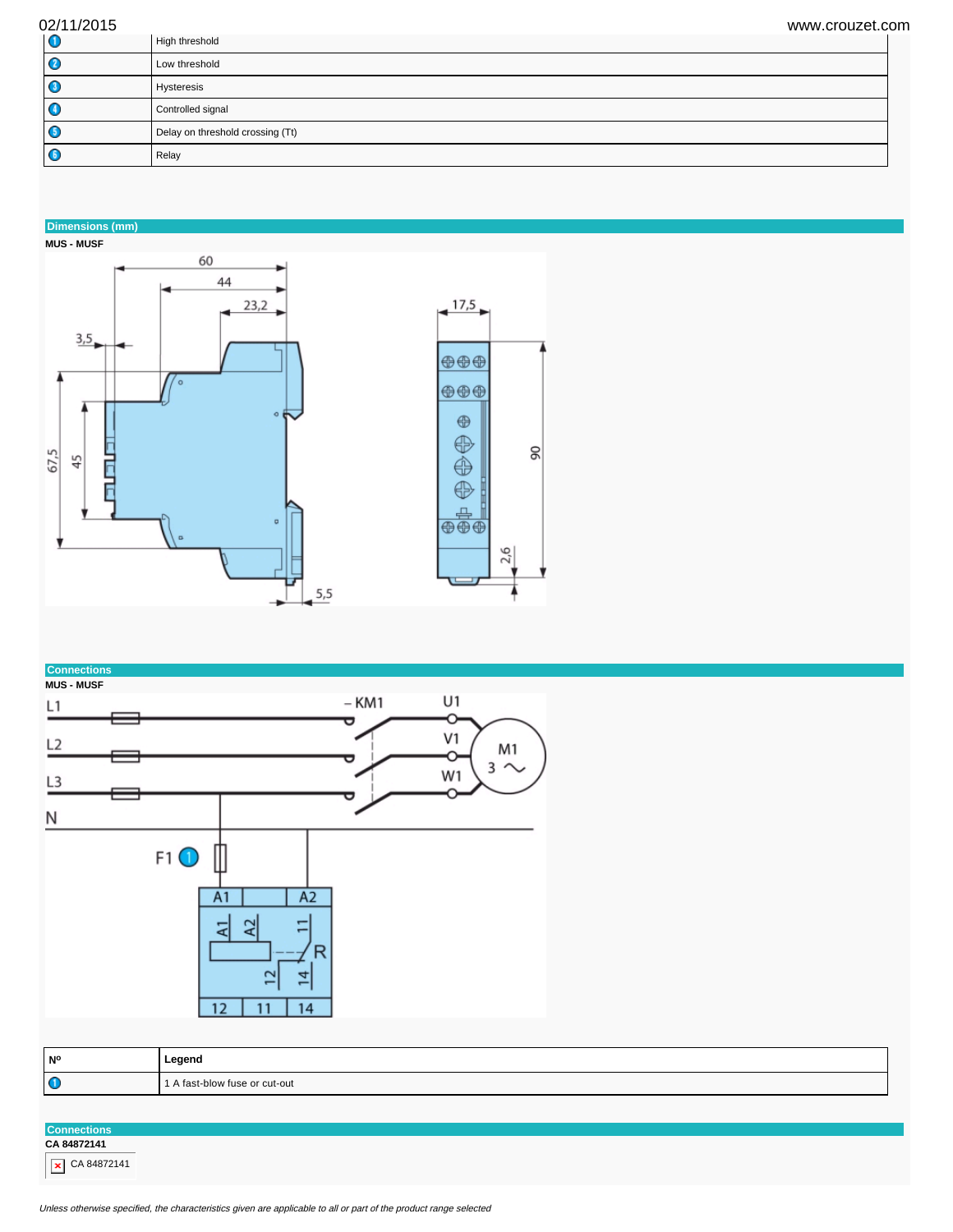| | |
|---|---|
| 1 | High threshold |
| 2 | Low threshold |
| 3 | Hysteresis |
| 4 | Controlled signal |
| 5 | Delay on threshold crossing (Tt) |
| 6 | Relay |

## Dimensions (mm)

**MUS - MUSF**

## Connections

**MUS - MUSF**

| Nº | Legend |
|---|---|
| 1 | 1 A fast-blow fuse or cut-out |

## Connections

**CA 84872141**

CA 84872141

*Unless otherwise specified, the characteristics given are applicable to all or part of the product range selected*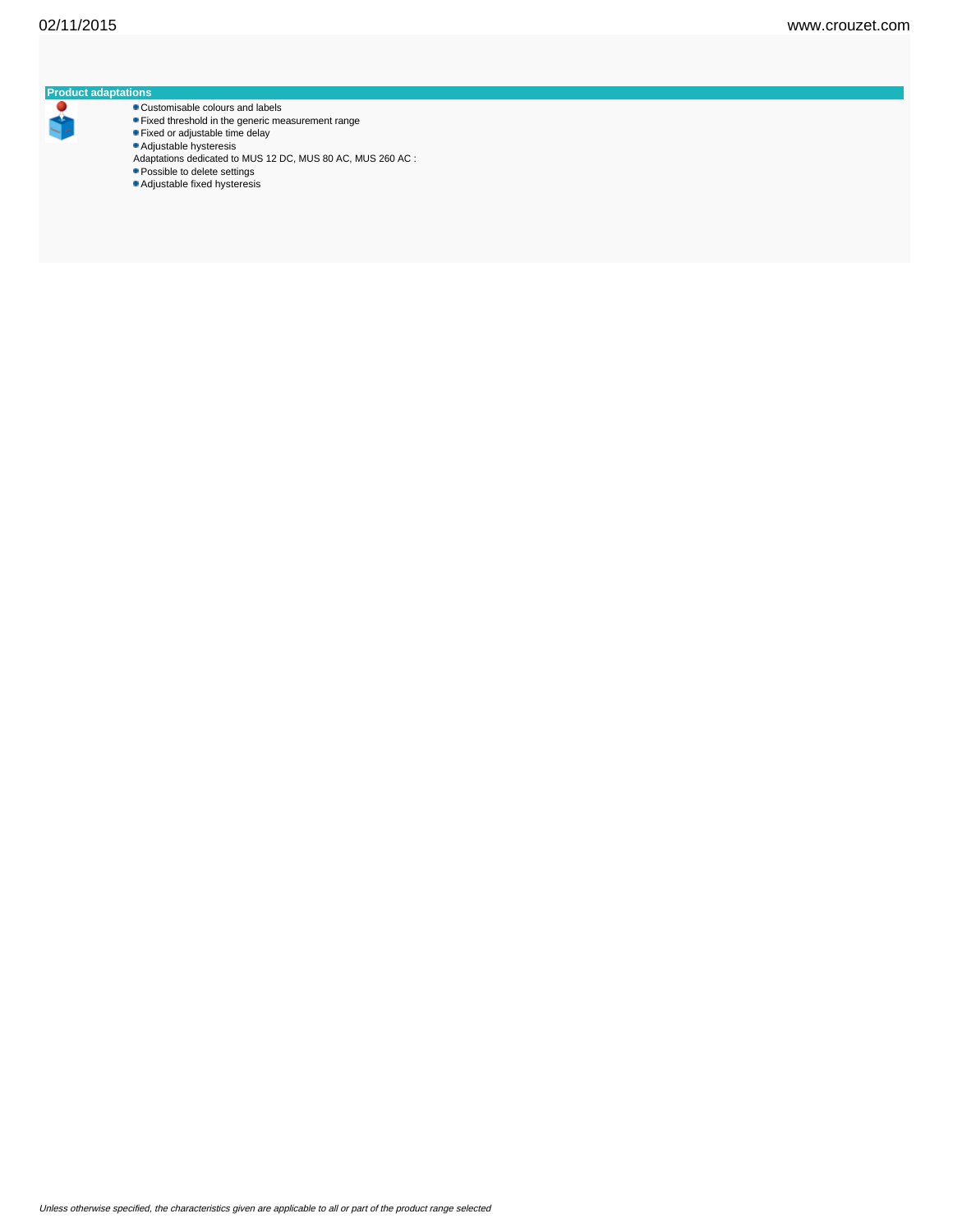## Product adaptations

- Customisable colours and labels
- Fixed threshold in the generic measurement range
- Fixed or adjustable time delay
- Adjustable hysteresis

Adaptations dedicated to MUS 12 DC, MUS 80 AC, MUS 260 AC :

- Possible to delete settings
- Adjustable fixed hysteresis

*Unless otherwise specified, the characteristics given are applicable to all or part of the product range selected*